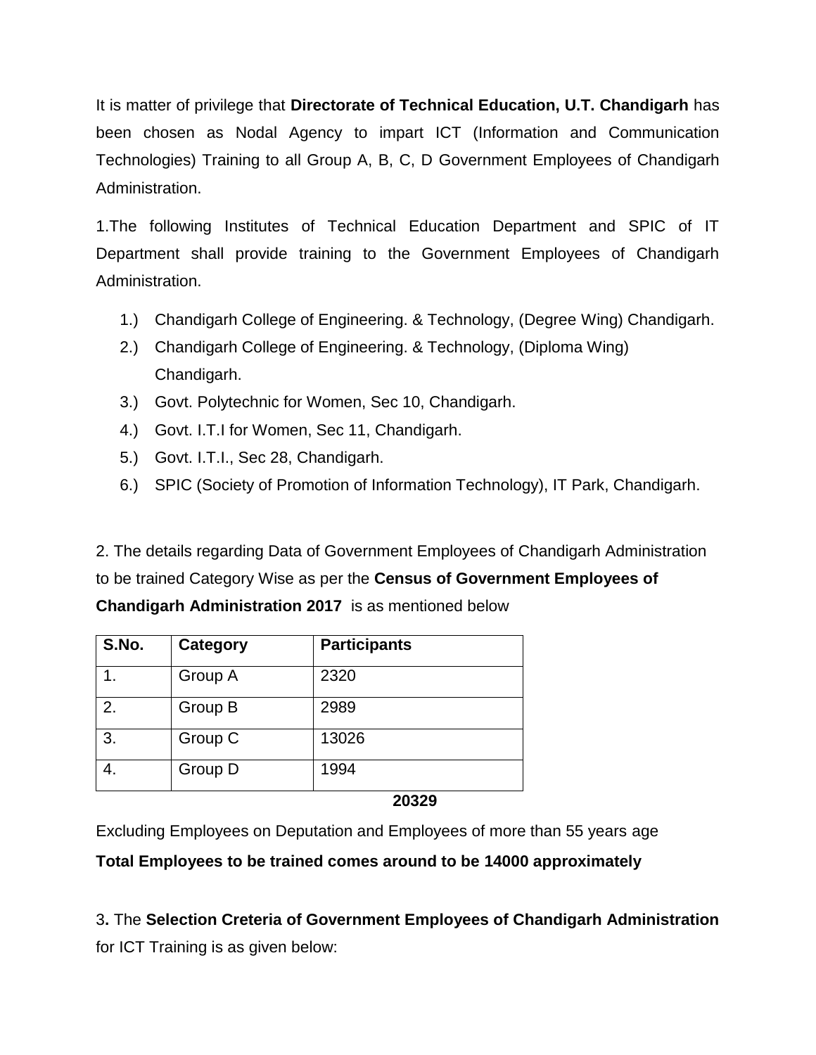It is matter of privilege that **Directorate of Technical Education, U.T. Chandigarh** has been chosen as Nodal Agency to impart ICT (Information and Communication Technologies) Training to all Group A, B, C, D Government Employees of Chandigarh Administration.

1.The following Institutes of Technical Education Department and SPIC of IT Department shall provide training to the Government Employees of Chandigarh Administration.

1.) Chandigarh College of Engineering. & Technology, (Degree Wing) Chandigarh.
2.) Chandigarh College of Engineering. & Technology, (Diploma Wing) Chandigarh.
3.) Govt. Polytechnic for Women, Sec 10, Chandigarh.
4.) Govt. I.T.I for Women, Sec 11, Chandigarh.
5.) Govt. I.T.I., Sec 28, Chandigarh.
6.) SPIC (Society of Promotion of Information Technology), IT Park, Chandigarh.

2. The details regarding Data of Government Employees of Chandigarh Administration to be trained Category Wise as per the **Census of Government Employees of Chandigarh Administration 2017** is as mentioned below

| S.No. | Category | Participants |
|---|---|---|
| 1. | Group A | 2320 |
| 2. | Group B | 2989 |
| 3. | Group C | 13026 |
| 4. | Group D | 1994 |
| | | **20329** |

Excluding Employees on Deputation and Employees of more than 55 years age

**Total Employees to be trained comes around to be 14000 approximately**

3**.** The **Selection Creteria of Government Employees of Chandigarh Administration** for ICT Training is as given below: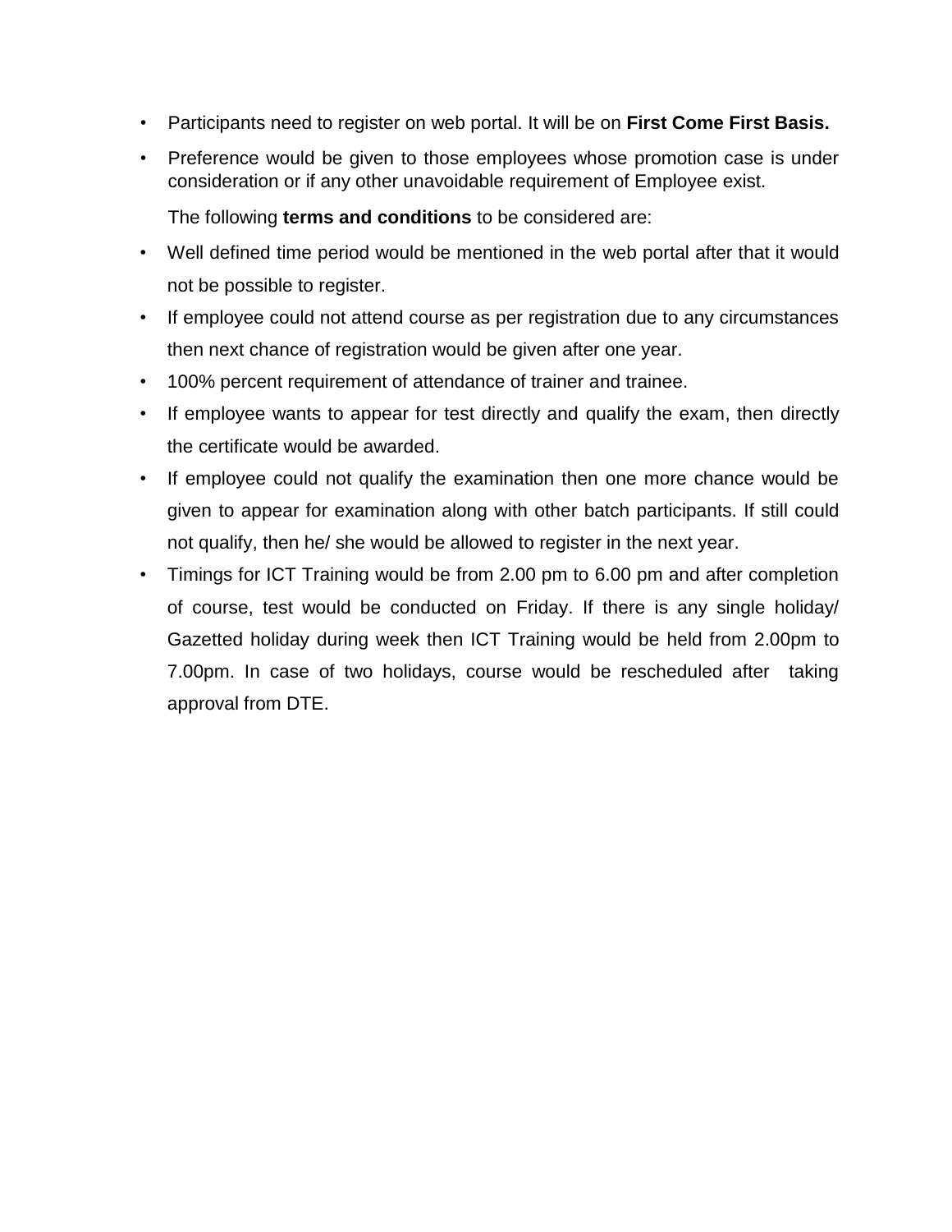- Participants need to register on web portal. It will be on **First Come First Basis.**
- Preference would be given to those employees whose promotion case is under consideration or if any other unavoidable requirement of Employee exist.

  The following **terms and conditions** to be considered are:

- Well defined time period would be mentioned in the web portal after that it would not be possible to register.
- If employee could not attend course as per registration due to any circumstances then next chance of registration would be given after one year.
- 100% percent requirement of attendance of trainer and trainee.
- If employee wants to appear for test directly and qualify the exam, then directly the certificate would be awarded.
- If employee could not qualify the examination then one more chance would be given to appear for examination along with other batch participants. If still could not qualify, then he/ she would be allowed to register in the next year.
- Timings for ICT Training would be from 2.00 pm to 6.00 pm and after completion of course, test would be conducted on Friday. If there is any single holiday/ Gazetted holiday during week then ICT Training would be held from 2.00pm to 7.00pm. In case of two holidays, course would be rescheduled after taking approval from DTE.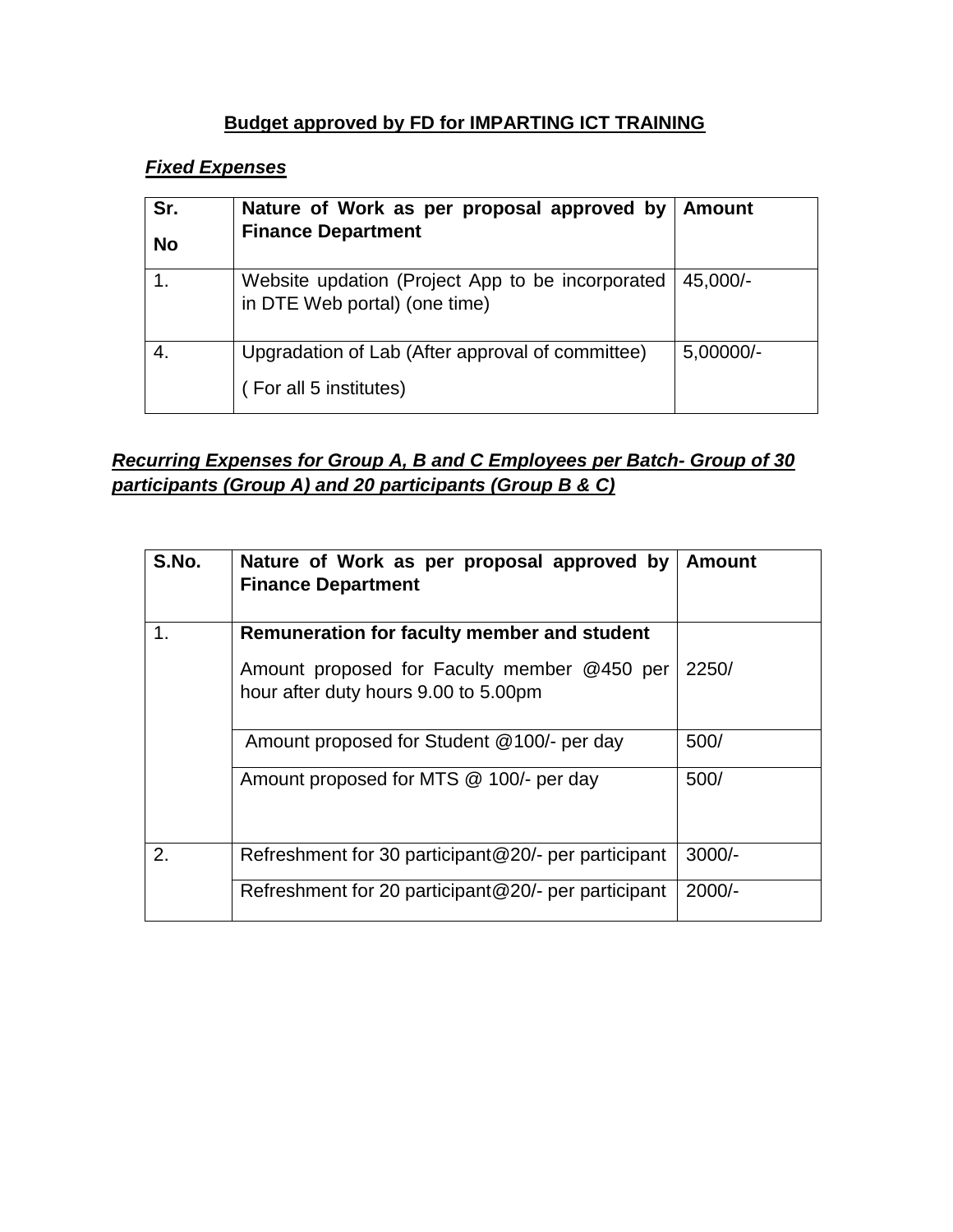## Budget approved by FD for IMPARTING ICT TRAINING

### ***Fixed Expenses***

| Sr. No | Nature of Work as per proposal approved by Finance Department | Amount |
|---|---|---|
| 1. | Website updation (Project App to be incorporated in DTE Web portal) (one time) | 45,000/- |
| 4. | Upgradation of Lab (After approval of committee)<br>( For all 5 institutes) | 5,00000/- |

### ***Recurring Expenses for Group A, B and C Employees per Batch- Group of 30 participants (Group A) and 20 participants (Group B & C)***

| S.No. | Nature of Work as per proposal approved by Finance Department | Amount |
|---|---|---|
| 1. | **Remuneration for faculty member and student**<br>Amount proposed for Faculty member @450 per hour after duty hours 9.00 to 5.00pm | 2250/ |
| | Amount proposed for Student @100/- per day | 500/ |
| | Amount proposed for MTS @ 100/- per day | 500/ |
| 2. | Refreshment for 30 participant@20/- per participant | 3000/- |
| | Refreshment for 20 participant@20/- per participant | 2000/- |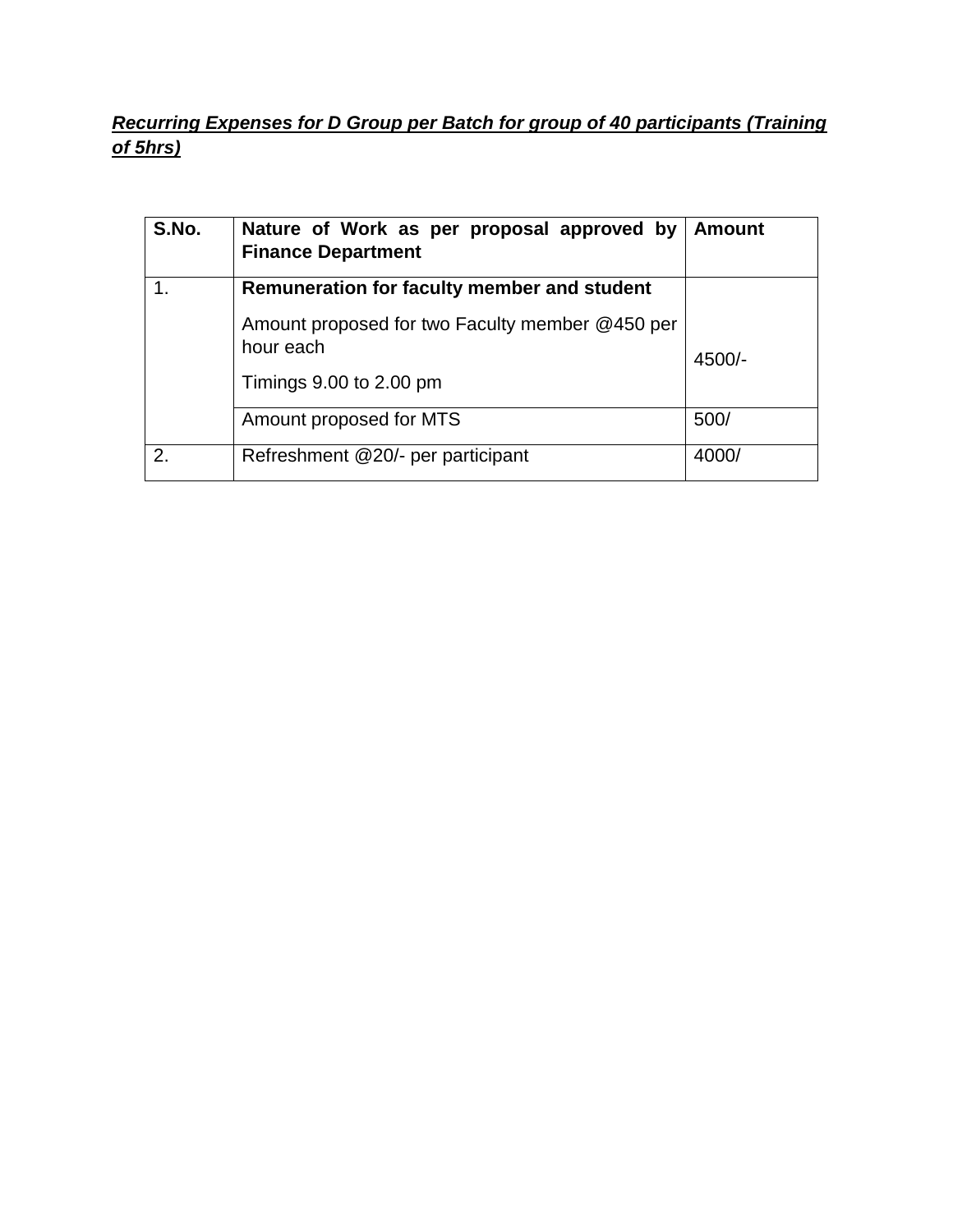***Recurring Expenses for D Group per Batch for group of 40 participants (Training of 5hrs)***

| S.No. | Nature of Work as per proposal approved by Finance Department | Amount |
|---|---|---|
| 1. | **Remuneration for faculty member and student**<br>Amount proposed for two Faculty member @450 per hour each<br>Timings 9.00 to 2.00 pm | 4500/- |
| | Amount proposed for MTS | 500/ |
| 2. | Refreshment @20/- per participant | 4000/ |